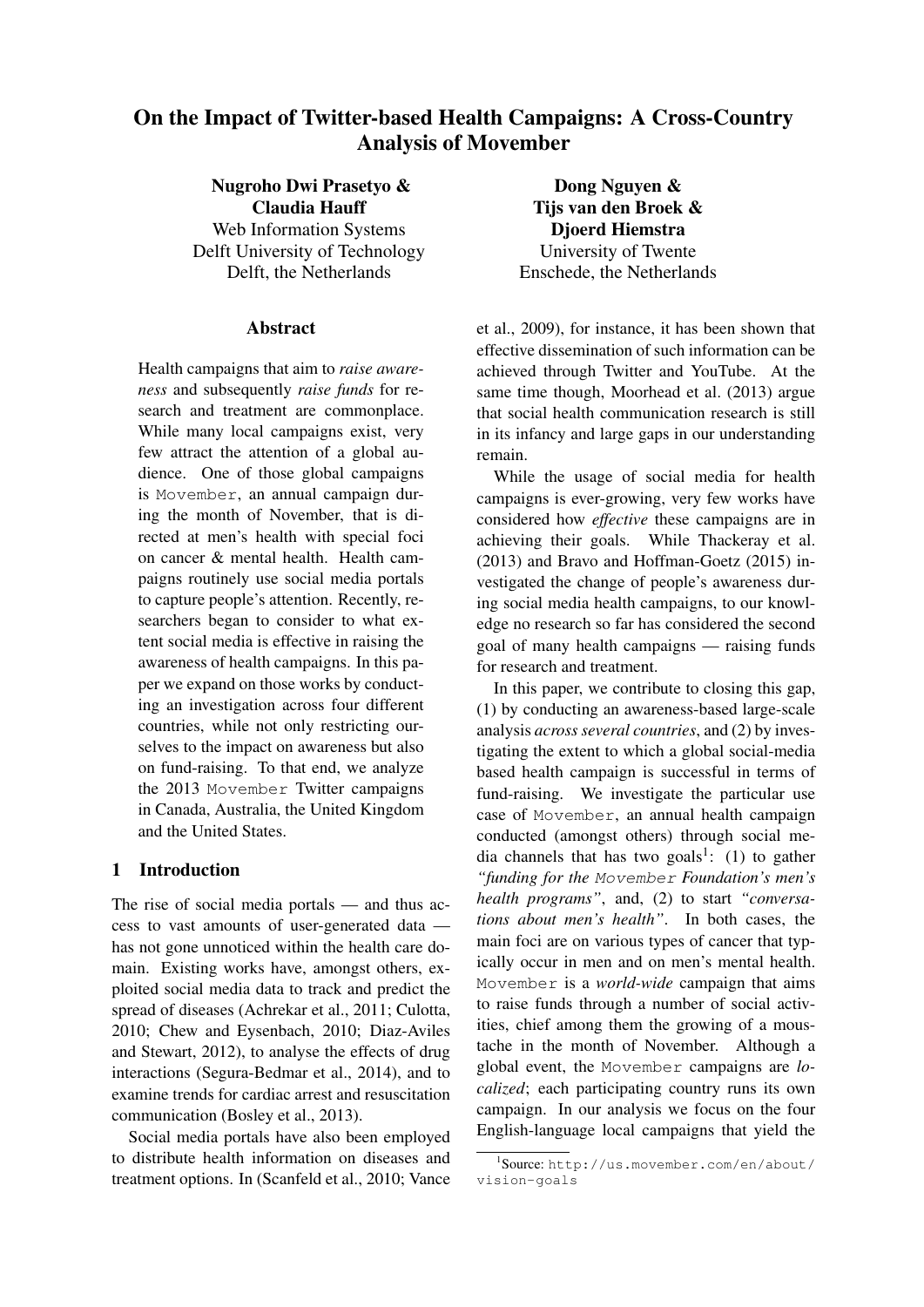# On the Impact of Twitter-based Health Campaigns: A Cross-Country Analysis of Movember

**Nugroho Dwi Prasetyo & Claudia Hauff**
Web Information Systems
Delft University of Technology
Delft, the Netherlands

**Dong Nguyen & Tijs van den Broek & Djoerd Hiemstra**
University of Twente
Enschede, the Netherlands

## Abstract

Health campaigns that aim to *raise awareness* and subsequently *raise funds* for research and treatment are commonplace. While many local campaigns exist, very few attract the attention of a global audience. One of those global campaigns is `Movember`, an annual campaign during the month of November, that is directed at men's health with special foci on cancer & mental health. Health campaigns routinely use social media portals to capture people's attention. Recently, researchers began to consider to what extent social media is effective in raising the awareness of health campaigns. In this paper we expand on those works by conducting an investigation across four different countries, while not only restricting ourselves to the impact on awareness but also on fund-raising. To that end, we analyze the 2013 `Movember` Twitter campaigns in Canada, Australia, the United Kingdom and the United States.

## 1 Introduction

The rise of social media portals — and thus access to vast amounts of user-generated data — has not gone unnoticed within the health care domain. Existing works have, amongst others, exploited social media data to track and predict the spread of diseases (Achrekar et al., 2011; Culotta, 2010; Chew and Eysenbach, 2010; Diaz-Aviles and Stewart, 2012), to analyse the effects of drug interactions (Segura-Bedmar et al., 2014), and to examine trends for cardiac arrest and resuscitation communication (Bosley et al., 2013).

Social media portals have also been employed to distribute health information on diseases and treatment options. In (Scanfeld et al., 2010; Vance et al., 2009), for instance, it has been shown that effective dissemination of such information can be achieved through Twitter and YouTube. At the same time though, Moorhead et al. (2013) argue that social health communication research is still in its infancy and large gaps in our understanding remain.

While the usage of social media for health campaigns is ever-growing, very few works have considered how *effective* these campaigns are in achieving their goals. While Thackeray et al. (2013) and Bravo and Hoffman-Goetz (2015) investigated the change of people's awareness during social media health campaigns, to our knowledge no research so far has considered the second goal of many health campaigns — raising funds for research and treatment.

In this paper, we contribute to closing this gap, (1) by conducting an awareness-based large-scale analysis *across several countries*, and (2) by investigating the extent to which a global social-media based health campaign is successful in terms of fund-raising. We investigate the particular use case of `Movember`, an annual health campaign conducted (amongst others) through social media channels that has two goals[1]: (1) to gather *"funding for the `Movember` Foundation's men's health programs"*, and, (2) to start *"conversations about men's health"*. In both cases, the main foci are on various types of cancer that typically occur in men and on men's mental health. `Movember` is a *world-wide* campaign that aims to raise funds through a number of social activities, chief among them the growing of a moustache in the month of November. Although a global event, the `Movember` campaigns are *localized*; each participating country runs its own campaign. In our analysis we focus on the four English-language local campaigns that yield the

[1] Source: `http://us.movember.com/en/about/vision-goals`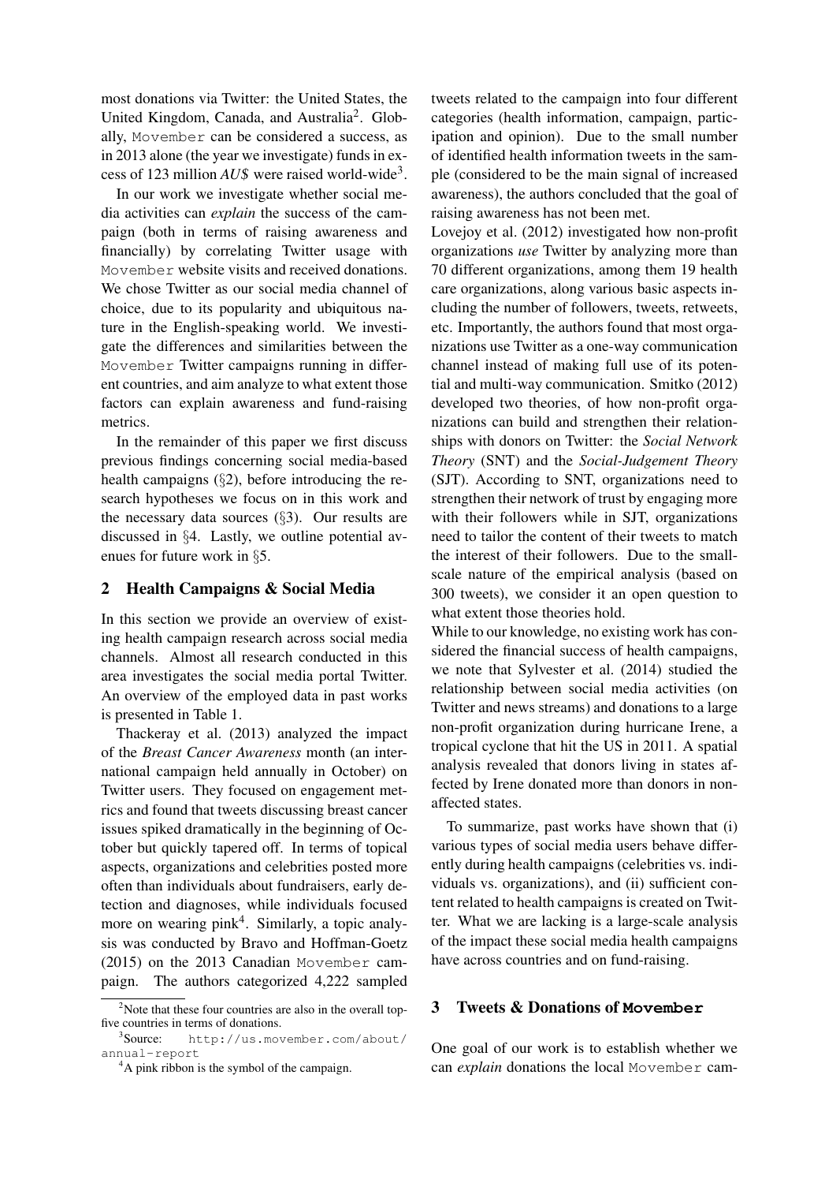most donations via Twitter: the United States, the United Kingdom, Canada, and Australia[2]. Globally, Movember can be considered a success, as in 2013 alone (the year we investigate) funds in excess of 123 million *AU$* were raised world-wide[3].

In our work we investigate whether social media activities can *explain* the success of the campaign (both in terms of raising awareness and financially) by correlating Twitter usage with Movember website visits and received donations. We chose Twitter as our social media channel of choice, due to its popularity and ubiquitous nature in the English-speaking world. We investigate the differences and similarities between the Movember Twitter campaigns running in different countries, and aim analyze to what extent those factors can explain awareness and fund-raising metrics.

In the remainder of this paper we first discuss previous findings concerning social media-based health campaigns (§2), before introducing the research hypotheses we focus on in this work and the necessary data sources (§3). Our results are discussed in §4. Lastly, we outline potential avenues for future work in §5.

## 2 Health Campaigns & Social Media

In this section we provide an overview of existing health campaign research across social media channels. Almost all research conducted in this area investigates the social media portal Twitter. An overview of the employed data in past works is presented in Table 1.

Thackeray et al. (2013) analyzed the impact of the *Breast Cancer Awareness* month (an international campaign held annually in October) on Twitter users. They focused on engagement metrics and found that tweets discussing breast cancer issues spiked dramatically in the beginning of October but quickly tapered off. In terms of topical aspects, organizations and celebrities posted more often than individuals about fundraisers, early detection and diagnoses, while individuals focused more on wearing pink[4]. Similarly, a topic analysis was conducted by Bravo and Hoffman-Goetz (2015) on the 2013 Canadian Movember campaign. The authors categorized 4,222 sampled tweets related to the campaign into four different categories (health information, campaign, participation and opinion). Due to the small number of identified health information tweets in the sample (considered to be the main signal of increased awareness), the authors concluded that the goal of raising awareness has not been met.

Lovejoy et al. (2012) investigated how non-profit organizations *use* Twitter by analyzing more than 70 different organizations, among them 19 health care organizations, along various basic aspects including the number of followers, tweets, retweets, etc. Importantly, the authors found that most organizations use Twitter as a one-way communication channel instead of making full use of its potential and multi-way communication. Smitko (2012) developed two theories, of how non-profit organizations can build and strengthen their relationships with donors on Twitter: the *Social Network Theory* (SNT) and the *Social-Judgement Theory* (SJT). According to SNT, organizations need to strengthen their network of trust by engaging more with their followers while in SJT, organizations need to tailor the content of their tweets to match the interest of their followers. Due to the small-scale nature of the empirical analysis (based on 300 tweets), we consider it an open question to what extent those theories hold.

While to our knowledge, no existing work has considered the financial success of health campaigns, we note that Sylvester et al. (2014) studied the relationship between social media activities (on Twitter and news streams) and donations to a large non-profit organization during hurricane Irene, a tropical cyclone that hit the US in 2011. A spatial analysis revealed that donors living in states affected by Irene donated more than donors in non-affected states.

To summarize, past works have shown that (i) various types of social media users behave differently during health campaigns (celebrities vs. individuals vs. organizations), and (ii) sufficient content related to health campaigns is created on Twitter. What we are lacking is a large-scale analysis of the impact these social media health campaigns have across countries and on fund-raising.

## 3 Tweets & Donations of **Movember**

One goal of our work is to establish whether we can *explain* donations the local Movember cam-

[2] Note that these four countries are also in the overall top-five countries in terms of donations.

[3] Source: http://us.movember.com/about/annual-report

[4] A pink ribbon is the symbol of the campaign.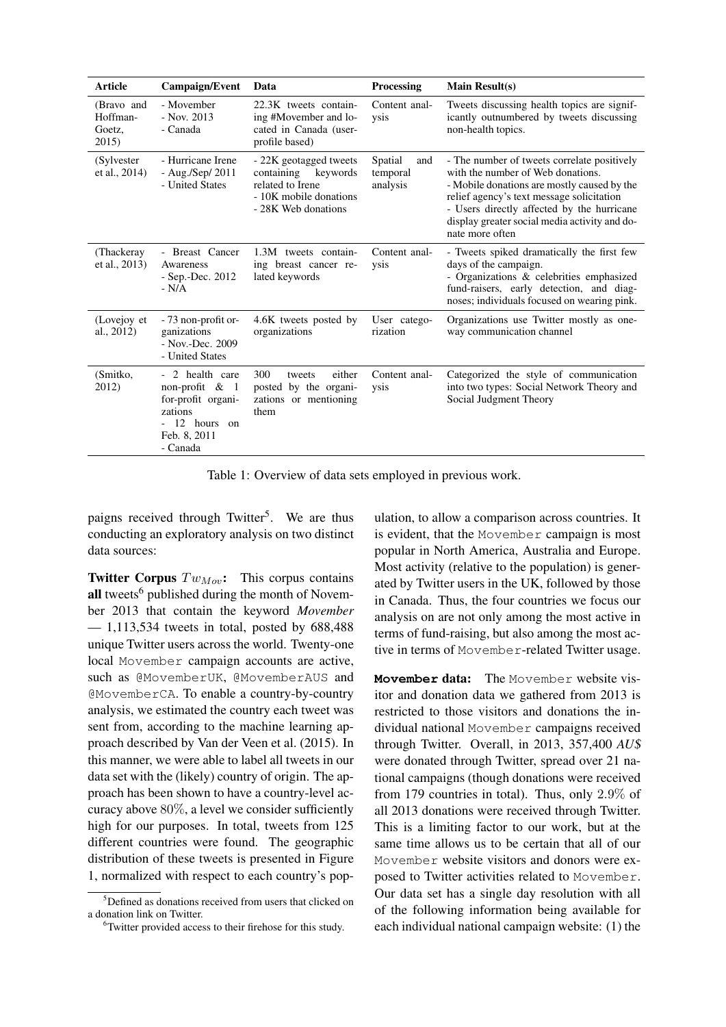| Article | Campaign/Event | Data | Processing | Main Result(s) |
|---|---|---|---|---|
| (Bravo and Hoffman-Goetz, 2015) | - Movember<br>- Nov. 2013<br>- Canada | 22.3K tweets containing #Movember and located in Canada (user-profile based) | Content analysis | Tweets discussing health topics are significantly outnumbered by tweets discussing non-health topics. |
| (Sylvester et al., 2014) | - Hurricane Irene<br>- Aug./Sep/ 2011<br>- United States | - 22K geotagged tweets containing keywords related to Irene<br>- 10K mobile donations<br>- 28K Web donations | Spatial and temporal analysis | - The number of tweets correlate positively with the number of Web donations.<br>- Mobile donations are mostly caused by the relief agency's text message solicitation<br>- Users directly affected by the hurricane display greater social media activity and donate more often |
| (Thackeray et al., 2013) | - Breast Cancer Awareness<br>- Sep.-Dec. 2012<br>- N/A | 1.3M tweets containing breast cancer related keywords | Content analysis | - Tweets spiked dramatically the first few days of the campaign.<br>- Organizations & celebrities emphasized fund-raisers, early detection, and diagnoses; individuals focused on wearing pink. |
| (Lovejoy et al., 2012) | - 73 non-profit organizations<br>- Nov.-Dec. 2009<br>- United States | 4.6K tweets posted by organizations | User categorization | Organizations use Twitter mostly as one-way communication channel |
| (Smitko, 2012) | - 2 health care non-profit & 1 for-profit organizations<br>- 12 hours on Feb. 8, 2011<br>- Canada | 300 tweets either posted by the organizations or mentioning them | Content analysis | Categorized the style of communication into two types: Social Network Theory and Social Judgment Theory |

Table 1: Overview of data sets employed in previous work.

paigns received through Twitter[5]. We are thus conducting an exploratory analysis on two distinct data sources:

**Twitter Corpus** $Tw_{Mov}$**:** This corpus contains **all** tweets[6] published during the month of November 2013 that contain the keyword *Movember* — 1,113,534 tweets in total, posted by 688,488 unique Twitter users across the world. Twenty-one local Movember campaign accounts are active, such as @MovemberUK, @MovemberAUS and @MovemberCA. To enable a country-by-country analysis, we estimated the country each tweet was sent from, according to the machine learning approach described by Van der Veen et al. (2015). In this manner, we were able to label all tweets in our data set with the (likely) country of origin. The approach has been shown to have a country-level accuracy above 80%, a level we consider sufficiently high for our purposes. In total, tweets from 125 different countries were found. The geographic distribution of these tweets is presented in Figure 1, normalized with respect to each country's population, to allow a comparison across countries. It is evident, that the Movember campaign is most popular in North America, Australia and Europe. Most activity (relative to the population) is generated by Twitter users in the UK, followed by those in Canada. Thus, the four countries we focus our analysis on are not only among the most active in terms of fund-raising, but also among the most active in terms of Movember-related Twitter usage.

**Movember data:** The Movember website visitor and donation data we gathered from 2013 is restricted to those visitors and donations the individual national Movember campaigns received through Twitter. Overall, in 2013, 357,400 *AU$* were donated through Twitter, spread over 21 national campaigns (though donations were received from 179 countries in total). Thus, only 2.9% of all 2013 donations were received through Twitter. This is a limiting factor to our work, but at the same time allows us to be certain that all of our Movember website visitors and donors were exposed to Twitter activities related to Movember. Our data set has a single day resolution with all of the following information being available for each individual national campaign website: (1) the

[5] Defined as donations received from users that clicked on a donation link on Twitter.

[6] Twitter provided access to their firehose for this study.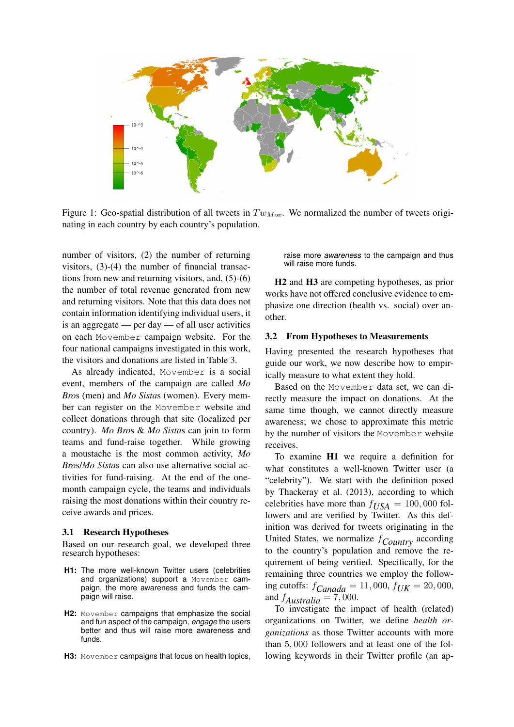Figure 1: Geo-spatial distribution of all tweets in $Tw_{Mov}$. We normalized the number of tweets originating in each country by each country's population.

number of visitors, (2) the number of returning visitors, (3)-(4) the number of financial transactions from new and returning visitors, and, (5)-(6) the number of total revenue generated from new and returning visitors. Note that this data does not contain information identifying individual users, it is an aggregate — per day — of all user activities on each Movember campaign website. For the four national campaigns investigated in this work, the visitors and donations are listed in Table 3.

As already indicated, Movember is a social event, members of the campaign are called *Mo Bros* (men) and *Mo Sistas* (women). Every member can register on the Movember website and collect donations through that site (localized per country). *Mo Bros* & *Mo Sistas* can join to form teams and fund-raise together. While growing a moustache is the most common activity, *Mo Bros*/*Mo Sistas* can also use alternative social activities for fund-raising. At the end of the one-month campaign cycle, the teams and individuals raising the most donations within their country receive awards and prizes.

### 3.1 Research Hypotheses

Based on our research goal, we developed three research hypotheses:

**H1:** The more well-known Twitter users (celebrities and organizations) support a Movember campaign, the more awareness and funds the campaign will raise.

**H2:** Movember campaigns that emphasize the social and fun aspect of the campaign, *engage* the users better and thus will raise more awareness and funds.

**H3:** Movember campaigns that focus on health topics, raise more *awareness* to the campaign and thus will raise more funds.

**H2** and **H3** are competing hypotheses, as prior works have not offered conclusive evidence to emphasize one direction (health vs. social) over another.

### 3.2 From Hypotheses to Measurements

Having presented the research hypotheses that guide our work, we now describe how to empirically measure to what extent they hold.

Based on the Movember data set, we can directly measure the impact on donations. At the same time though, we cannot directly measure awareness; we chose to approximate this metric by the number of visitors the Movember website receives.

To examine **H1** we require a definition for what constitutes a well-known Twitter user (a "celebrity"). We start with the definition posed by Thackeray et al. (2013), according to which celebrities have more than $f_{USA} = 100,000$ followers and are verified by Twitter. As this definition was derived for tweets originating in the United States, we normalize $f_{Country}$ according to the country's population and remove the requirement of being verified. Specifically, for the remaining three countries we employ the following cutoffs: $f_{Canada} = 11,000$, $f_{UK} = 20,000$, and $f_{Australia} = 7,000$.

To investigate the impact of health (related) organizations on Twitter, we define *health organizations* as those Twitter accounts with more than $5,000$ followers and at least one of the following keywords in their Twitter profile (an ap-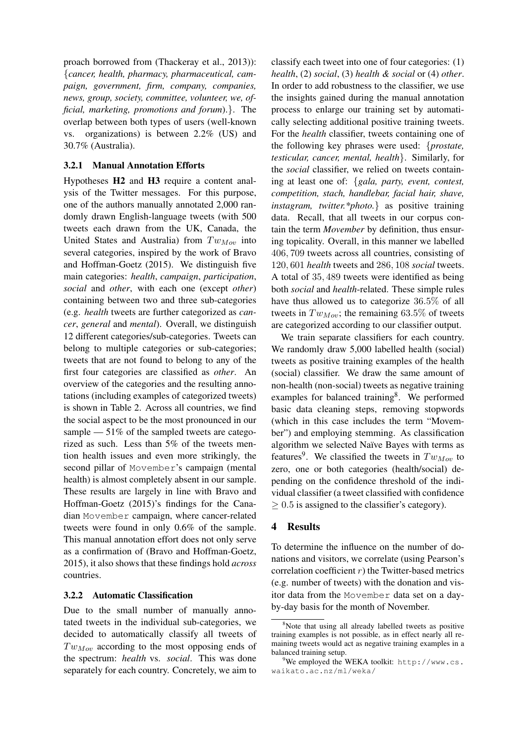proach borrowed from (Thackeray et al., 2013)): {*cancer, health, pharmacy, pharmaceutical, campaign, government, firm, company, companies, news, group, society, committee, volunteer, we, official, marketing, promotions and forum*).}. The overlap between both types of users (well-known vs. organizations) is between 2.2% (US) and 30.7% (Australia).

#### 3.2.1 Manual Annotation Efforts

Hypotheses **H2** and **H3** require a content analysis of the Twitter messages. For this purpose, one of the authors manually annotated 2,000 randomly drawn English-language tweets (with 500 tweets each drawn from the UK, Canada, the United States and Australia) from $Tw_{Mov}$ into several categories, inspired by the work of Bravo and Hoffman-Goetz (2015). We distinguish five main categories: *health*, *campaign*, *participation*, *social* and *other*, with each one (except *other*) containing between two and three sub-categories (e.g. *health* tweets are further categorized as *cancer*, *general* and *mental*). Overall, we distinguish 12 different categories/sub-categories. Tweets can belong to multiple categories or sub-categories; tweets that are not found to belong to any of the first four categories are classified as *other*. An overview of the categories and the resulting annotations (including examples of categorized tweets) is shown in Table 2. Across all countries, we find the social aspect to be the most pronounced in our sample — 51% of the sampled tweets are categorized as such. Less than 5% of the tweets mention health issues and even more strikingly, the second pillar of Movember's campaign (mental health) is almost completely absent in our sample. These results are largely in line with Bravo and Hoffman-Goetz (2015)'s findings for the Canadian Movember campaign, where cancer-related tweets were found in only 0.6% of the sample. This manual annotation effort does not only serve as a confirmation of (Bravo and Hoffman-Goetz, 2015), it also shows that these findings hold *across* countries.

#### 3.2.2 Automatic Classification

Due to the small number of manually annotated tweets in the individual sub-categories, we decided to automatically classify all tweets of $Tw_{Mov}$ according to the most opposing ends of the spectrum: *health* vs. *social*. This was done separately for each country. Concretely, we aim to classify each tweet into one of four categories: (1) *health*, (2) *social*, (3) *health & social* or (4) *other*. In order to add robustness to the classifier, we use the insights gained during the manual annotation process to enlarge our training set by automatically selecting additional positive training tweets. For the *health* classifier, tweets containing one of the following key phrases were used: {*prostate, testicular, cancer, mental, health*}. Similarly, for the *social* classifier, we relied on tweets containing at least one of: {*gala, party, event, contest, competition, stach, handlebar, facial hair, shave, instagram, twitter.*photo.*} as positive training data. Recall, that all tweets in our corpus contain the term *Movember* by definition, thus ensuring topicality. Overall, in this manner we labelled $406,709$ tweets across all countries, consisting of $120,601$ *health* tweets and $286,108$ *social* tweets. A total of $35,489$ tweets were identified as being both *social* and *health*-related. These simple rules have thus allowed us to categorize $36.5\%$ of all tweets in $Tw_{Mov}$; the remaining $63.5\%$ of tweets are categorized according to our classifier output.

We train separate classifiers for each country. We randomly draw 5,000 labelled health (social) tweets as positive training examples of the health (social) classifier. We draw the same amount of non-health (non-social) tweets as negative training examples for balanced training[8]. We performed basic data cleaning steps, removing stopwords (which in this case includes the term "Movember") and employing stemming. As classification algorithm we selected Naïve Bayes with terms as features[9]. We classified the tweets in $Tw_{Mov}$ to zero, one or both categories (health/social) depending on the confidence threshold of the individual classifier (a tweet classified with confidence $\geq 0.5$ is assigned to the classifier's category).

## 4 Results

To determine the influence on the number of donations and visitors, we correlate (using Pearson's correlation coefficient $r$) the Twitter-based metrics (e.g. number of tweets) with the donation and visitor data from the Movember data set on a day-by-day basis for the month of November.

[8]Note that using all already labelled tweets as positive training examples is not possible, as in effect nearly all remaining tweets would act as negative training examples in a balanced training setup.

[9]We employed the WEKA toolkit: http://www.cs.waikato.ac.nz/ml/weka/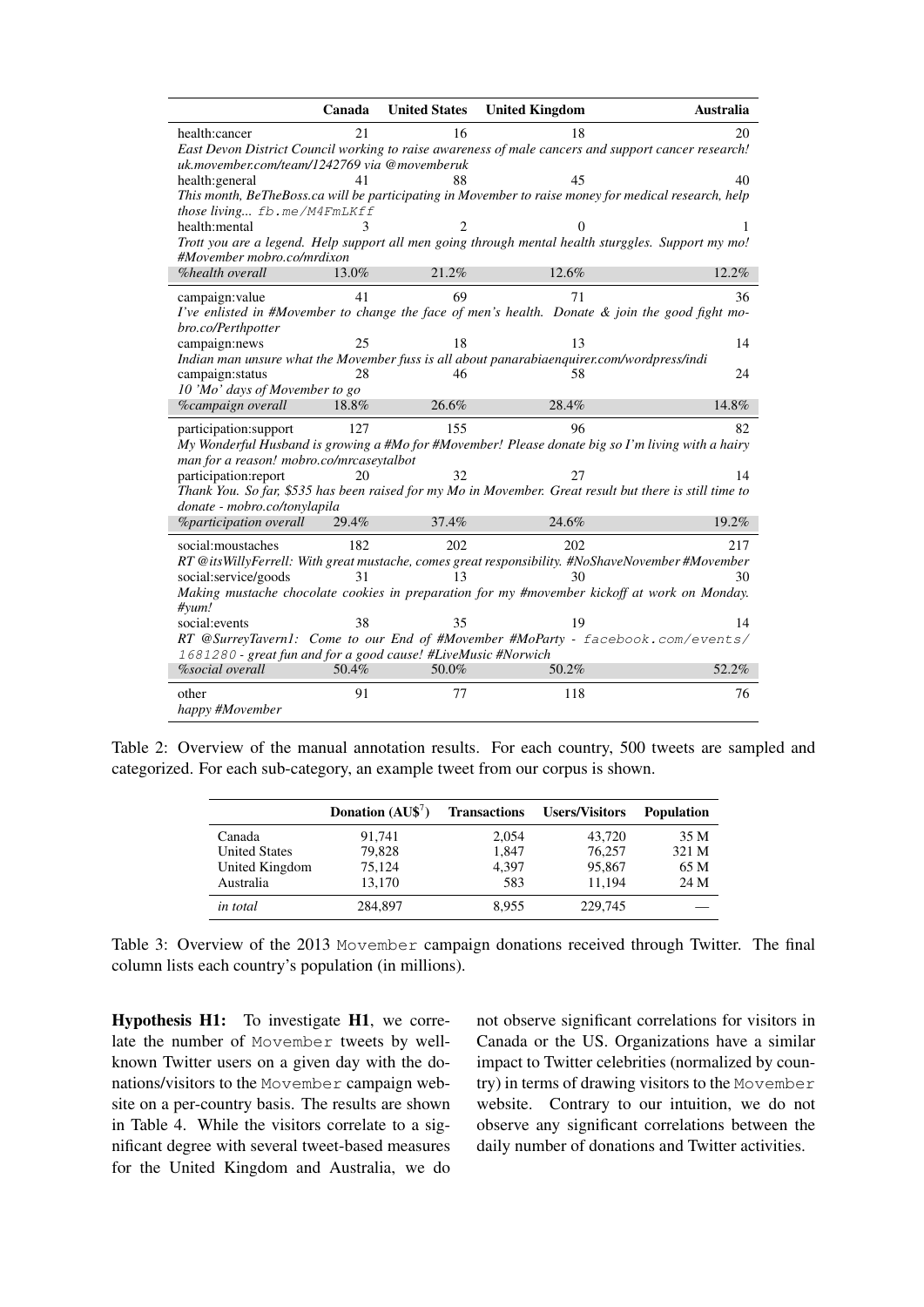| | Canada | United States | United Kingdom | Australia |
|---|---|---|---|---|
| health:cancer | 21 | 16 | 18 | 20 |
| *East Devon District Council working to raise awareness of male cancers and support cancer research! uk.movember.com/team/1242769 via @movemberuk* | | | | |
| health:general | 41 | 88 | 45 | 40 |
| *This month, BeTheBoss.ca will be participating in Movember to raise money for medical research, help those living... fb.me/M4FmLKff* | | | | |
| health:mental | 3 | 2 | 0 | 1 |
| *Trott you are a legend. Help support all men going through mental health sturggles. Support my mo! #Movember mobro.co/mrdixon* | | | | |
| *%health overall* | 13.0% | 21.2% | 12.6% | 12.2% |
| campaign:value | 41 | 69 | 71 | 36 |
| *I've enlisted in #Movember to change the face of men's health. Donate & join the good fight mobro.co/Perthpotter* | | | | |
| campaign:news | 25 | 18 | 13 | 14 |
| *Indian man unsure what the Movember fuss is all about panarabiaenquirer.com/wordpress/indi* | | | | |
| campaign:status | 28 | 46 | 58 | 24 |
| *10 'Mo' days of Movember to go* | | | | |
| *%campaign overall* | 18.8% | 26.6% | 28.4% | 14.8% |
| participation:support | 127 | 155 | 96 | 82 |
| *My Wonderful Husband is growing a #Mo for #Movember! Please donate big so I'm living with a hairy man for a reason! mobro.co/mrcaseytalbot* | | | | |
| participation:report | 20 | 32 | 27 | 14 |
| *Thank You. So far, $535 has been raised for my Mo in Movember. Great result but there is still time to donate - mobro.co/tonylapila* | | | | |
| *%participation overall* | 29.4% | 37.4% | 24.6% | 19.2% |
| social:moustaches | 182 | 202 | 202 | 217 |
| *RT @itsWillyFerrell: With great mustache, comes great responsibility. #NoShaveNovember #Movember* | | | | |
| social:service/goods | 31 | 13 | 30 | 30 |
| *Making mustache chocolate cookies in preparation for my #movember kickoff at work on Monday. #yum!* | | | | |
| social:events | 38 | 35 | 19 | 14 |
| *RT @SurreyTavern1: Come to our End of #Movember #MoParty - facebook.com/events/1681280 - great fun and for a good cause! #LiveMusic #Norwich* | | | | |
| *%social overall* | 50.4% | 50.0% | 50.2% | 52.2% |
| other | 91 | 77 | 118 | 76 |
| *happy #Movember* | | | | |

Table 2: Overview of the manual annotation results. For each country, 500 tweets are sampled and categorized. For each sub-category, an example tweet from our corpus is shown.

| | Donation (AU$[7]) | Transactions | Users/Visitors | Population |
|---|---|---|---|---|
| Canada | 91,741 | 2,054 | 43,720 | 35 M |
| United States | 79,828 | 1,847 | 76,257 | 321 M |
| United Kingdom | 75,124 | 4,397 | 95,867 | 65 M |
| Australia | 13,170 | 583 | 11,194 | 24 M |
| *in total* | 284,897 | 8,955 | 229,745 | — |

Table 3: Overview of the 2013 Movember campaign donations received through Twitter. The final column lists each country's population (in millions).

**Hypothesis H1:** To investigate **H1**, we correlate the number of Movember tweets by well-known Twitter users on a given day with the donations/visitors to the Movember campaign website on a per-country basis. The results are shown in Table 4. While the visitors correlate to a significant degree with several tweet-based measures for the United Kingdom and Australia, we do not observe significant correlations for visitors in Canada or the US. Organizations have a similar impact to Twitter celebrities (normalized by country) in terms of drawing visitors to the Movember website. Contrary to our intuition, we do not observe any significant correlations between the daily number of donations and Twitter activities.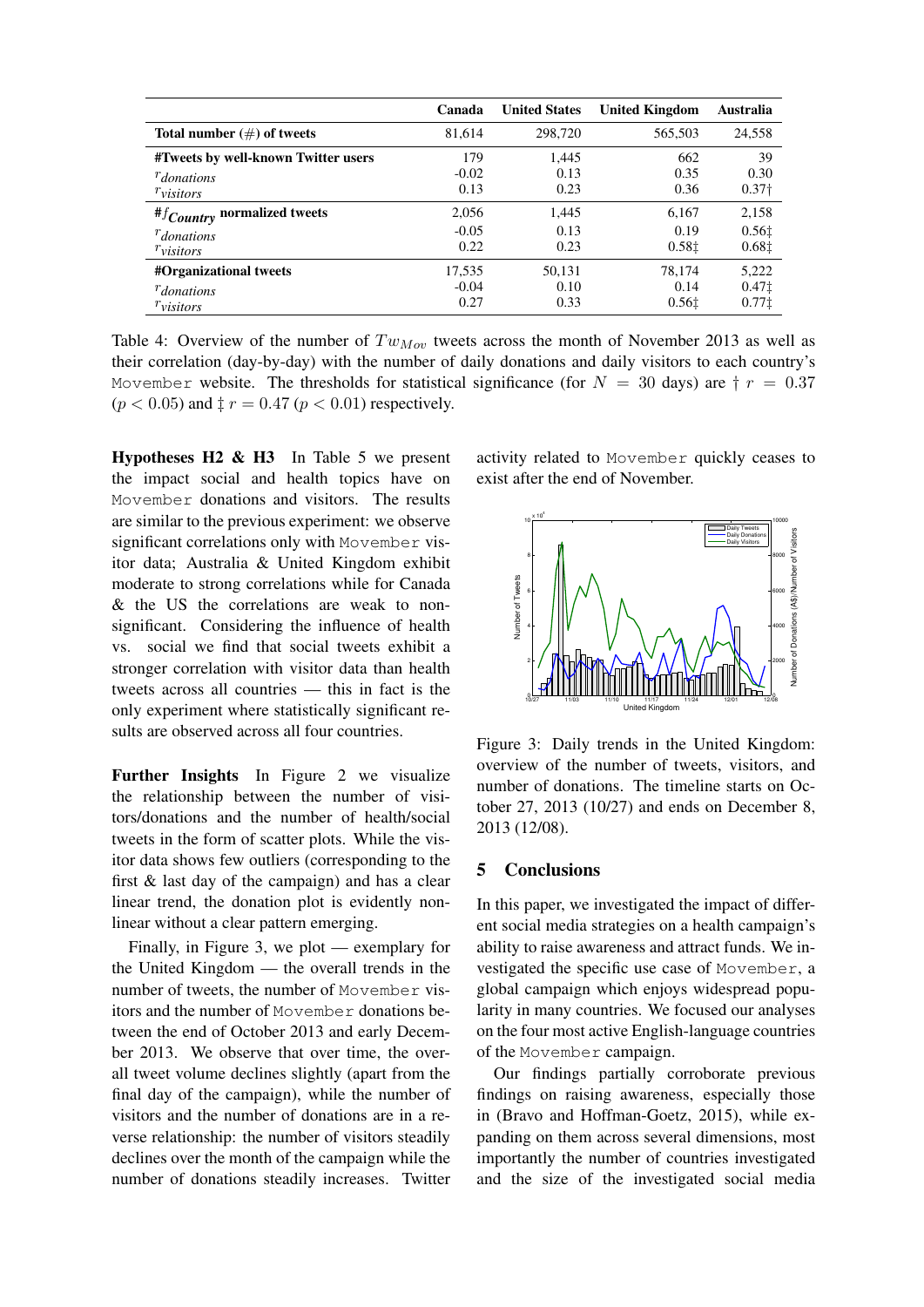| | Canada | United States | United Kingdom | Australia |
|---|---|---|---|---|
| **Total number (#) of tweets** | 81,614 | 298,720 | 565,503 | 24,558 |
| **#Tweets by well-known Twitter users** | 179 | 1,445 | 662 | 39 |
| $r_{donations}$ | -0.02 | 0.13 | 0.35 | 0.30 |
| $r_{visitors}$ | 0.13 | 0.23 | 0.36 | 0.37† |
| **$\#f_{Country}$ normalized tweets** | 2,056 | 1,445 | 6,167 | 2,158 |
| $r_{donations}$ | -0.05 | 0.13 | 0.19 | 0.56‡ |
| $r_{visitors}$ | 0.22 | 0.23 | 0.58‡ | 0.68‡ |
| **#Organizational tweets** | 17,535 | 50,131 | 78,174 | 5,222 |
| $r_{donations}$ | -0.04 | 0.10 | 0.14 | 0.47‡ |
| $r_{visitors}$ | 0.27 | 0.33 | 0.56‡ | 0.77‡ |

Table 4: Overview of the number of $Tw_{Mov}$ tweets across the month of November 2013 as well as their correlation (day-by-day) with the number of daily donations and daily visitors to each country's Movember website. The thresholds for statistical significance (for $N = 30$ days) are † $r = 0.37$ ($p < 0.05$) and ‡ $r = 0.47$ ($p < 0.01$) respectively.

**Hypotheses H2 & H3** In Table 5 we present the impact social and health topics have on Movember donations and visitors. The results are similar to the previous experiment: we observe significant correlations only with Movember visitor data; Australia & United Kingdom exhibit moderate to strong correlations while for Canada & the US the correlations are weak to non-significant. Considering the influence of health vs. social we find that social tweets exhibit a stronger correlation with visitor data than health tweets across all countries — this in fact is the only experiment where statistically significant results are observed across all four countries.

**Further Insights** In Figure 2 we visualize the relationship between the number of visitors/donations and the number of health/social tweets in the form of scatter plots. While the visitor data shows few outliers (corresponding to the first & last day of the campaign) and has a clear linear trend, the donation plot is evidently non-linear without a clear pattern emerging.

Finally, in Figure 3, we plot — exemplary for the United Kingdom — the overall trends in the number of tweets, the number of Movember visitors and the number of Movember donations between the end of October 2013 and early December 2013. We observe that over time, the overall tweet volume declines slightly (apart from the final day of the campaign), while the number of visitors and the number of donations are in a reverse relationship: the number of visitors steadily declines over the month of the campaign while the number of donations steadily increases. Twitter activity related to Movember quickly ceases to exist after the end of November.

Figure 3: Daily trends in the United Kingdom: overview of the number of tweets, visitors, and number of donations. The timeline starts on October 27, 2013 (10/27) and ends on December 8, 2013 (12/08).

## 5 Conclusions

In this paper, we investigated the impact of different social media strategies on a health campaign's ability to raise awareness and attract funds. We investigated the specific use case of Movember, a global campaign which enjoys widespread popularity in many countries. We focused our analyses on the four most active English-language countries of the Movember campaign.

Our findings partially corroborate previous findings on raising awareness, especially those in (Bravo and Hoffman-Goetz, 2015), while expanding on them across several dimensions, most importantly the number of countries investigated and the size of the investigated social media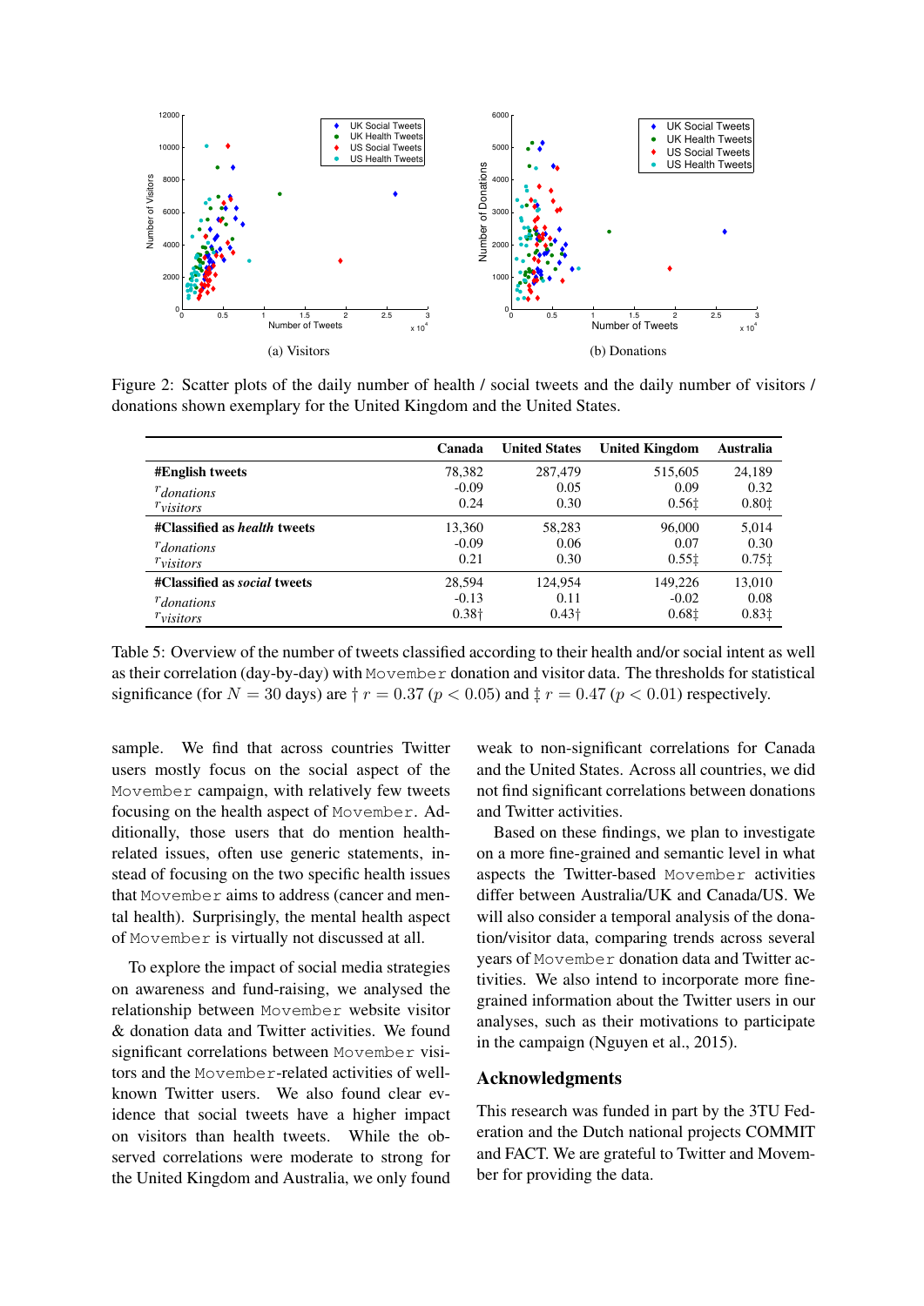(a) Visitors

(b) Donations

Figure 2: Scatter plots of the daily number of health / social tweets and the daily number of visitors / donations shown exemplary for the United Kingdom and the United States.

| | Canada | United States | United Kingdom | Australia |
|---|---|---|---|---|
| **#English tweets** | 78,382 | 287,479 | 515,605 | 24,189 |
| $r_{donations}$ | -0.09 | 0.05 | 0.09 | 0.32 |
| $r_{visitors}$ | 0.24 | 0.30 | 0.56‡ | 0.80‡ |
| **#Classified as *health* tweets** | 13,360 | 58,283 | 96,000 | 5,014 |
| $r_{donations}$ | -0.09 | 0.06 | 0.07 | 0.30 |
| $r_{visitors}$ | 0.21 | 0.30 | 0.55‡ | 0.75‡ |
| **#Classified as *social* tweets** | 28,594 | 124,954 | 149,226 | 13,010 |
| $r_{donations}$ | -0.13 | 0.11 | -0.02 | 0.08 |
| $r_{visitors}$ | 0.38† | 0.43† | 0.68‡ | 0.83‡ |

Table 5: Overview of the number of tweets classified according to their health and/or social intent as well as their correlation (day-by-day) with Movember donation and visitor data. The thresholds for statistical significance (for $N = 30$ days) are † $r = 0.37$ ($p < 0.05$) and ‡ $r = 0.47$ ($p < 0.01$) respectively.

sample. We find that across countries Twitter users mostly focus on the social aspect of the Movember campaign, with relatively few tweets focusing on the health aspect of Movember. Additionally, those users that do mention health-related issues, often use generic statements, instead of focusing on the two specific health issues that Movember aims to address (cancer and mental health). Surprisingly, the mental health aspect of Movember is virtually not discussed at all.

To explore the impact of social media strategies on awareness and fund-raising, we analysed the relationship between Movember website visitor & donation data and Twitter activities. We found significant correlations between Movember visitors and the Movember-related activities of well-known Twitter users. We also found clear evidence that social tweets have a higher impact on visitors than health tweets. While the observed correlations were moderate to strong for the United Kingdom and Australia, we only found weak to non-significant correlations for Canada and the United States. Across all countries, we did not find significant correlations between donations and Twitter activities.

Based on these findings, we plan to investigate on a more fine-grained and semantic level in what aspects the Twitter-based Movember activities differ between Australia/UK and Canada/US. We will also consider a temporal analysis of the donation/visitor data, comparing trends across several years of Movember donation data and Twitter activities. We also intend to incorporate more fine-grained information about the Twitter users in our analyses, such as their motivations to participate in the campaign (Nguyen et al., 2015).

## Acknowledgments

This research was funded in part by the 3TU Federation and the Dutch national projects COMMIT and FACT. We are grateful to Twitter and Movember for providing the data.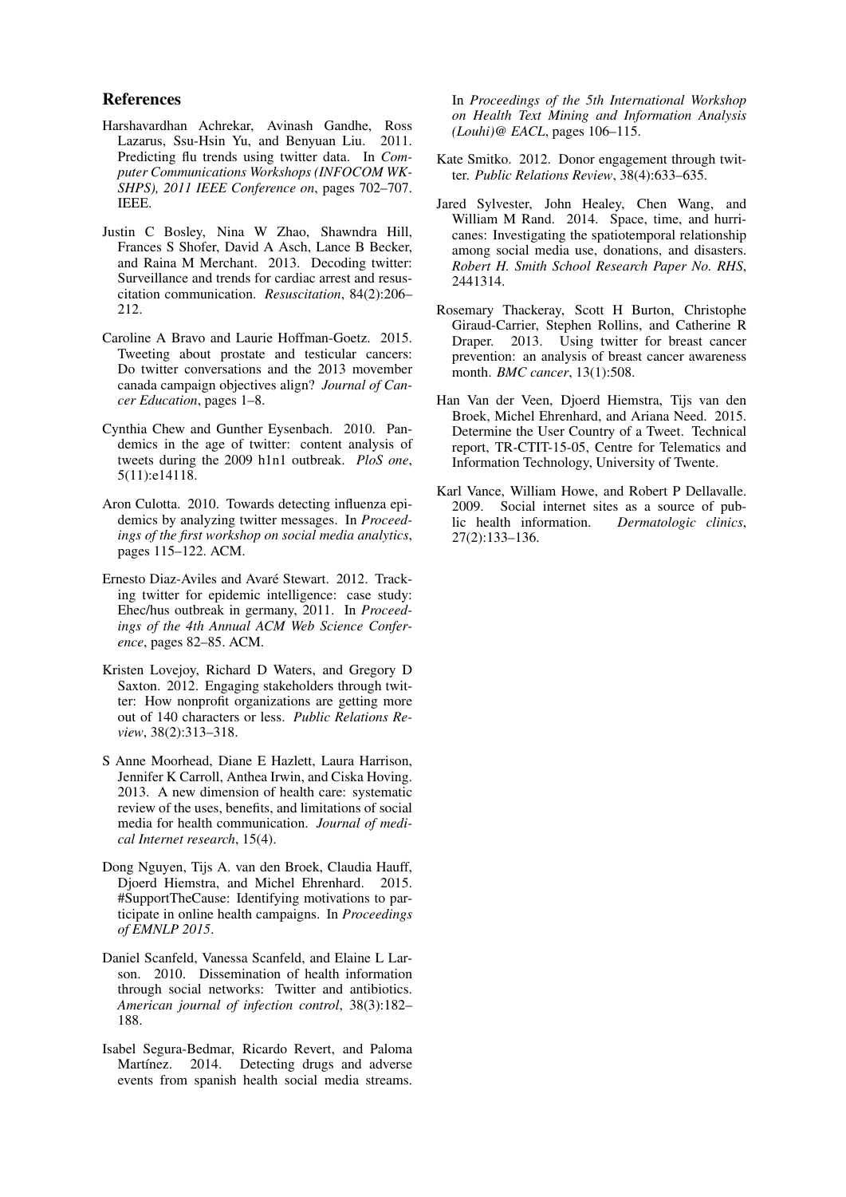## References

Harshavardhan Achrekar, Avinash Gandhe, Ross Lazarus, Ssu-Hsin Yu, and Benyuan Liu. 2011. Predicting flu trends using twitter data. In *Computer Communications Workshops (INFOCOM WKSHPS), 2011 IEEE Conference on*, pages 702–707. IEEE.

Justin C Bosley, Nina W Zhao, Shawndra Hill, Frances S Shofer, David A Asch, Lance B Becker, and Raina M Merchant. 2013. Decoding twitter: Surveillance and trends for cardiac arrest and resuscitation communication. *Resuscitation*, 84(2):206–212.

Caroline A Bravo and Laurie Hoffman-Goetz. 2015. Tweeting about prostate and testicular cancers: Do twitter conversations and the 2013 movember canada campaign objectives align? *Journal of Cancer Education*, pages 1–8.

Cynthia Chew and Gunther Eysenbach. 2010. Pandemics in the age of twitter: content analysis of tweets during the 2009 h1n1 outbreak. *PloS one*, 5(11):e14118.

Aron Culotta. 2010. Towards detecting influenza epidemics by analyzing twitter messages. In *Proceedings of the first workshop on social media analytics*, pages 115–122. ACM.

Ernesto Diaz-Aviles and Avaré Stewart. 2012. Tracking twitter for epidemic intelligence: case study: Ehec/hus outbreak in germany, 2011. In *Proceedings of the 4th Annual ACM Web Science Conference*, pages 82–85. ACM.

Kristen Lovejoy, Richard D Waters, and Gregory D Saxton. 2012. Engaging stakeholders through twitter: How nonprofit organizations are getting more out of 140 characters or less. *Public Relations Review*, 38(2):313–318.

S Anne Moorhead, Diane E Hazlett, Laura Harrison, Jennifer K Carroll, Anthea Irwin, and Ciska Hoving. 2013. A new dimension of health care: systematic review of the uses, benefits, and limitations of social media for health communication. *Journal of medical Internet research*, 15(4).

Dong Nguyen, Tijs A. van den Broek, Claudia Hauff, Djoerd Hiemstra, and Michel Ehrenhard. 2015. #SupportTheCause: Identifying motivations to participate in online health campaigns. In *Proceedings of EMNLP 2015*.

Daniel Scanfeld, Vanessa Scanfeld, and Elaine L Larson. 2010. Dissemination of health information through social networks: Twitter and antibiotics. *American journal of infection control*, 38(3):182–188.

Isabel Segura-Bedmar, Ricardo Revert, and Paloma Martínez. 2014. Detecting drugs and adverse events from spanish health social media streams. In *Proceedings of the 5th International Workshop on Health Text Mining and Information Analysis (Louhi)@ EACL*, pages 106–115.

Kate Smitko. 2012. Donor engagement through twitter. *Public Relations Review*, 38(4):633–635.

Jared Sylvester, John Healey, Chen Wang, and William M Rand. 2014. Space, time, and hurricanes: Investigating the spatiotemporal relationship among social media use, donations, and disasters. *Robert H. Smith School Research Paper No. RHS*, 2441314.

Rosemary Thackeray, Scott H Burton, Christophe Giraud-Carrier, Stephen Rollins, and Catherine R Draper. 2013. Using twitter for breast cancer prevention: an analysis of breast cancer awareness month. *BMC cancer*, 13(1):508.

Han Van der Veen, Djoerd Hiemstra, Tijs van den Broek, Michel Ehrenhard, and Ariana Need. 2015. Determine the User Country of a Tweet. Technical report, TR-CTIT-15-05, Centre for Telematics and Information Technology, University of Twente.

Karl Vance, William Howe, and Robert P Dellavalle. 2009. Social internet sites as a source of public health information. *Dermatologic clinics*, 27(2):133–136.